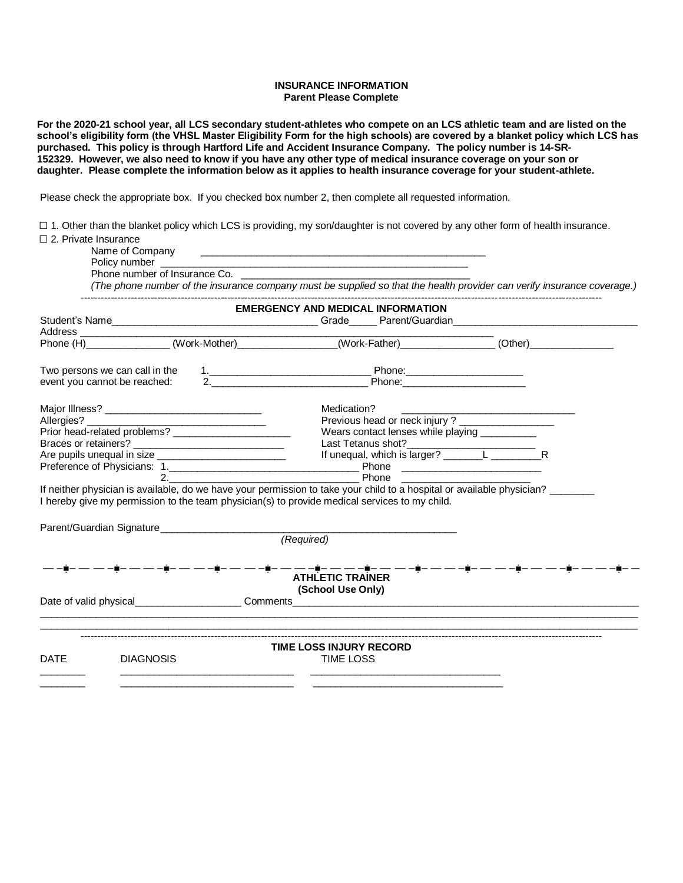**INSURANCE INFORMATION**
**Parent Please Complete**

**For the 2020-21 school year, all LCS secondary student-athletes who compete on an LCS athletic team and are listed on the school's eligibility form (the VHSL Master Eligibility Form for the high schools) are covered by a blanket policy which LCS has purchased. This policy is through Hartford Life and Accident Insurance Company. The policy number is 14-SR-152329. However, we also need to know if you have any other type of medical insurance coverage on your son or daughter. Please complete the information below as it applies to health insurance coverage for your student-athlete.**

Please check the appropriate box. If you checked box number 2, then complete all requested information.

☐ 1. Other than the blanket policy which LCS is providing, my son/daughter is not covered by any other form of health insurance.

☐ 2. Private Insurance

Name of Company ______________________________________________

Policy number ______________________________________________

Phone number of Insurance Co. ______________________________________________

*(The phone number of the insurance company must be supplied so that the health provider can verify insurance coverage.)*

---

**EMERGENCY AND MEDICAL INFORMATION**

Student's Name______________________________ Grade_____ Parent/Guardian______________________________

Address ______________________________________________

Phone (H)_______________ (Work-Mother)_________________ (Work-Father)_________________ (Other)_______________

Two persons we can call in the event you cannot be reached:
1.____________________________ Phone:____________________
2.____________________________ Phone:____________________

Major Illness? ____________________________ Medication? ______________________________

Allergies? ________________________________ Previous head or neck injury ? ________________

Prior head-related problems? ______________________ Wears contact lenses while playing __________

Braces or retainers? ___________________________ Last Tetanus shot?_______________________

Are pupils unequal in size _______________________ If unequal, which is larger? _______L _________R

Preference of Physicians: 1.________________________________ Phone ________________________
2.________________________________ Phone ________________________

If neither physician is available, do we have your permission to take your child to a hospital or available physician? ________

I hereby give my permission to the team physician(s) to provide medical services to my child.

Parent/Guardian Signature______________________________________________
*(Required)*

---

**ATHLETIC TRAINER**
**(School Use Only)**

Date of valid physical__________________ Comments______________________________________________

______________________________________________________________________________

______________________________________________________________________________

---

**TIME LOSS INJURY RECORD**

| DATE | DIAGNOSIS | TIME LOSS |
|---|---|---|
| ________ | ______________________________ | ______________________________ |
| ________ | ______________________________ | ______________________________ |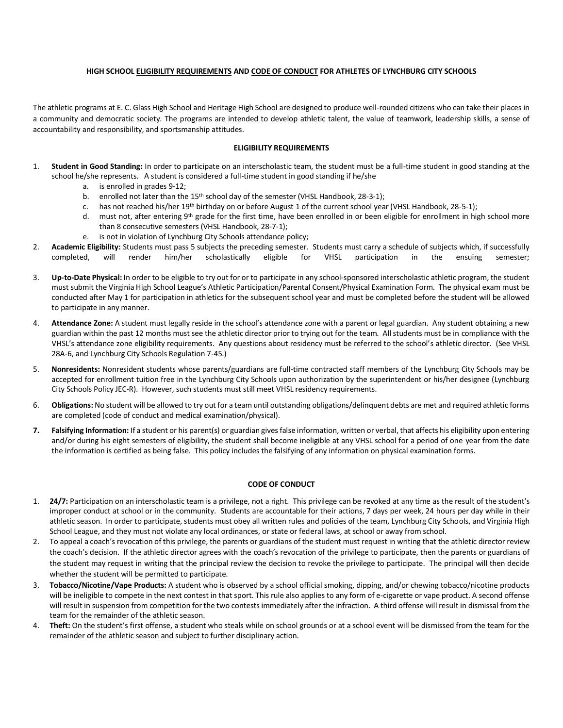# HIGH SCHOOL ELIGIBILITY REQUIREMENTS AND CODE OF CONDUCT FOR ATHLETES OF LYNCHBURG CITY SCHOOLS

The athletic programs at E. C. Glass High School and Heritage High School are designed to produce well-rounded citizens who can take their places in a community and democratic society. The programs are intended to develop athletic talent, the value of teamwork, leadership skills, a sense of accountability and responsibility, and sportsmanship attitudes.

## ELIGIBILITY REQUIREMENTS

1. **Student in Good Standing:** In order to participate on an interscholastic team, the student must be a full-time student in good standing at the school he/she represents. A student is considered a full-time student in good standing if he/she
    a. is enrolled in grades 9-12;
    b. enrolled not later than the 15th school day of the semester (VHSL Handbook, 28-3-1);
    c. has not reached his/her 19th birthday on or before August 1 of the current school year (VHSL Handbook, 28-5-1);
    d. must not, after entering 9th grade for the first time, have been enrolled in or been eligible for enrollment in high school more than 8 consecutive semesters (VHSL Handbook, 28-7-1);
    e. is not in violation of Lynchburg City Schools attendance policy;
2. **Academic Eligibility:** Students must pass 5 subjects the preceding semester. Students must carry a schedule of subjects which, if successfully completed, will render him/her scholastically eligible for VHSL participation in the ensuing semester;
3. **Up-to-Date Physical:** In order to be eligible to try out for or to participate in any school-sponsored interscholastic athletic program, the student must submit the Virginia High School League's Athletic Participation/Parental Consent/Physical Examination Form. The physical exam must be conducted after May 1 for participation in athletics for the subsequent school year and must be completed before the student will be allowed to participate in any manner.
4. **Attendance Zone:** A student must legally reside in the school's attendance zone with a parent or legal guardian. Any student obtaining a new guardian within the past 12 months must see the athletic director prior to trying out for the team. All students must be in compliance with the VHSL's attendance zone eligibility requirements. Any questions about residency must be referred to the school's athletic director. (See VHSL 28A-6, and Lynchburg City Schools Regulation 7-45.)
5. **Nonresidents:** Nonresident students whose parents/guardians are full-time contracted staff members of the Lynchburg City Schools may be accepted for enrollment tuition free in the Lynchburg City Schools upon authorization by the superintendent or his/her designee (Lynchburg City Schools Policy JEC-R). However, such students must still meet VHSL residency requirements.
6. **Obligations:** No student will be allowed to try out for a team until outstanding obligations/delinquent debts are met and required athletic forms are completed (code of conduct and medical examination/physical).
7. **Falsifying Information:** If a student or his parent(s) or guardian gives false information, written or verbal, that affects his eligibility upon entering and/or during his eight semesters of eligibility, the student shall become ineligible at any VHSL school for a period of one year from the date the information is certified as being false. This policy includes the falsifying of any information on physical examination forms.

## CODE OF CONDUCT

1. **24/7:** Participation on an interscholastic team is a privilege, not a right. This privilege can be revoked at any time as the result of the student's improper conduct at school or in the community. Students are accountable for their actions, 7 days per week, 24 hours per day while in their athletic season. In order to participate, students must obey all written rules and policies of the team, Lynchburg City Schools, and Virginia High School League, and they must not violate any local ordinances, or state or federal laws, at school or away from school.
2. To appeal a coach's revocation of this privilege, the parents or guardians of the student must request in writing that the athletic director review the coach's decision. If the athletic director agrees with the coach's revocation of the privilege to participate, then the parents or guardians of the student may request in writing that the principal review the decision to revoke the privilege to participate. The principal will then decide whether the student will be permitted to participate.
3. **Tobacco/Nicotine/Vape Products:** A student who is observed by a school official smoking, dipping, and/or chewing tobacco/nicotine products will be ineligible to compete in the next contest in that sport. This rule also applies to any form of e-cigarette or vape product. A second offense will result in suspension from competition for the two contests immediately after the infraction. A third offense will result in dismissal from the team for the remainder of the athletic season.
4. **Theft:** On the student's first offense, a student who steals while on school grounds or at a school event will be dismissed from the team for the remainder of the athletic season and subject to further disciplinary action.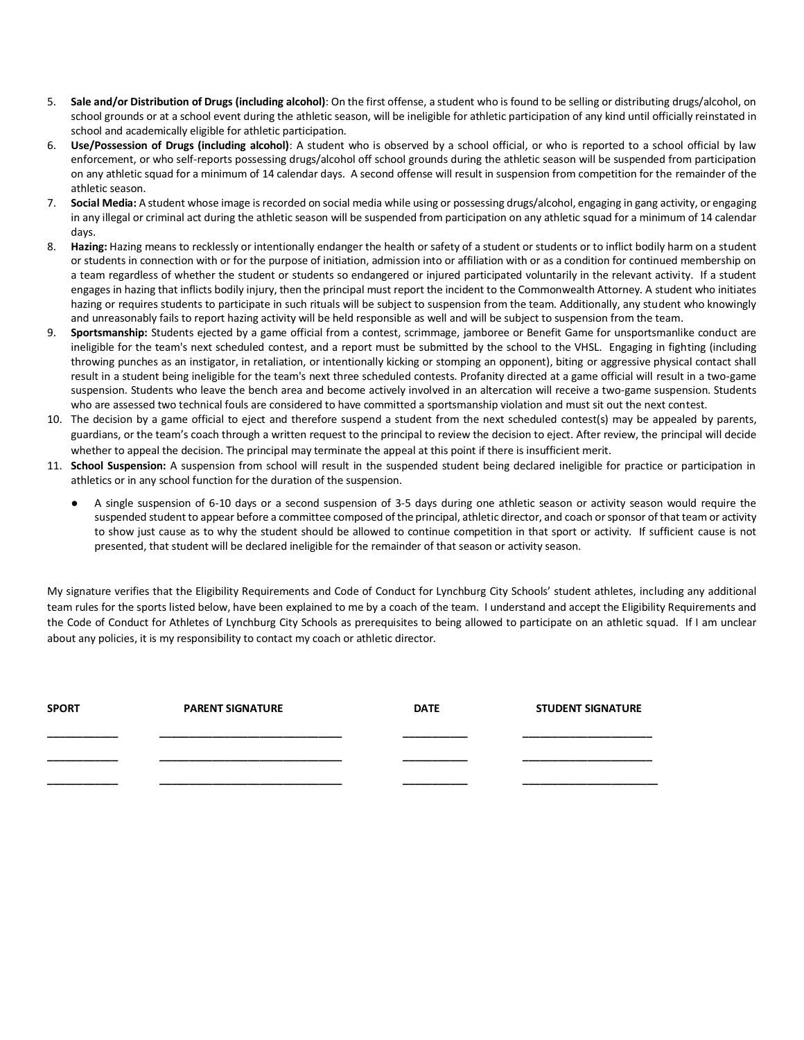5. **Sale and/or Distribution of Drugs (including alcohol)**: On the first offense, a student who is found to be selling or distributing drugs/alcohol, on school grounds or at a school event during the athletic season, will be ineligible for athletic participation of any kind until officially reinstated in school and academically eligible for athletic participation.
6. **Use/Possession of Drugs (including alcohol)**: A student who is observed by a school official, or who is reported to a school official by law enforcement, or who self-reports possessing drugs/alcohol off school grounds during the athletic season will be suspended from participation on any athletic squad for a minimum of 14 calendar days. A second offense will result in suspension from competition for the remainder of the athletic season.
7. **Social Media:** A student whose image is recorded on social media while using or possessing drugs/alcohol, engaging in gang activity, or engaging in any illegal or criminal act during the athletic season will be suspended from participation on any athletic squad for a minimum of 14 calendar days.
8. **Hazing:** Hazing means to recklessly or intentionally endanger the health or safety of a student or students or to inflict bodily harm on a student or students in connection with or for the purpose of initiation, admission into or affiliation with or as a condition for continued membership on a team regardless of whether the student or students so endangered or injured participated voluntarily in the relevant activity. If a student engages in hazing that inflicts bodily injury, then the principal must report the incident to the Commonwealth Attorney. A student who initiates hazing or requires students to participate in such rituals will be subject to suspension from the team. Additionally, any student who knowingly and unreasonably fails to report hazing activity will be held responsible as well and will be subject to suspension from the team.
9. **Sportsmanship:** Students ejected by a game official from a contest, scrimmage, jamboree or Benefit Game for unsportsmanlike conduct are ineligible for the team's next scheduled contest, and a report must be submitted by the school to the VHSL. Engaging in fighting (including throwing punches as an instigator, in retaliation, or intentionally kicking or stomping an opponent), biting or aggressive physical contact shall result in a student being ineligible for the team's next three scheduled contests. Profanity directed at a game official will result in a two-game suspension. Students who leave the bench area and become actively involved in an altercation will receive a two-game suspension. Students who are assessed two technical fouls are considered to have committed a sportsmanship violation and must sit out the next contest.
10. The decision by a game official to eject and therefore suspend a student from the next scheduled contest(s) may be appealed by parents, guardians, or the team's coach through a written request to the principal to review the decision to eject. After review, the principal will decide whether to appeal the decision. The principal may terminate the appeal at this point if there is insufficient merit.
11. **School Suspension:** A suspension from school will result in the suspended student being declared ineligible for practice or participation in athletics or in any school function for the duration of the suspension.
    - A single suspension of 6-10 days or a second suspension of 3-5 days during one athletic season or activity season would require the suspended student to appear before a committee composed of the principal, athletic director, and coach or sponsor of that team or activity to show just cause as to why the student should be allowed to continue competition in that sport or activity. If sufficient cause is not presented, that student will be declared ineligible for the remainder of that season or activity season.

My signature verifies that the Eligibility Requirements and Code of Conduct for Lynchburg City Schools' student athletes, including any additional team rules for the sports listed below, have been explained to me by a coach of the team. I understand and accept the Eligibility Requirements and the Code of Conduct for Athletes of Lynchburg City Schools as prerequisites to being allowed to participate on an athletic squad. If I am unclear about any policies, it is my responsibility to contact my coach or athletic director.

| SPORT | PARENT SIGNATURE | DATE | STUDENT SIGNATURE |
|---|---|---|---|
| ____________ | ________________________________ | ___________ | ______________________ |
| ____________ | ________________________________ | ___________ | ______________________ |
| ____________ | ________________________________ | ___________ | ______________________ |